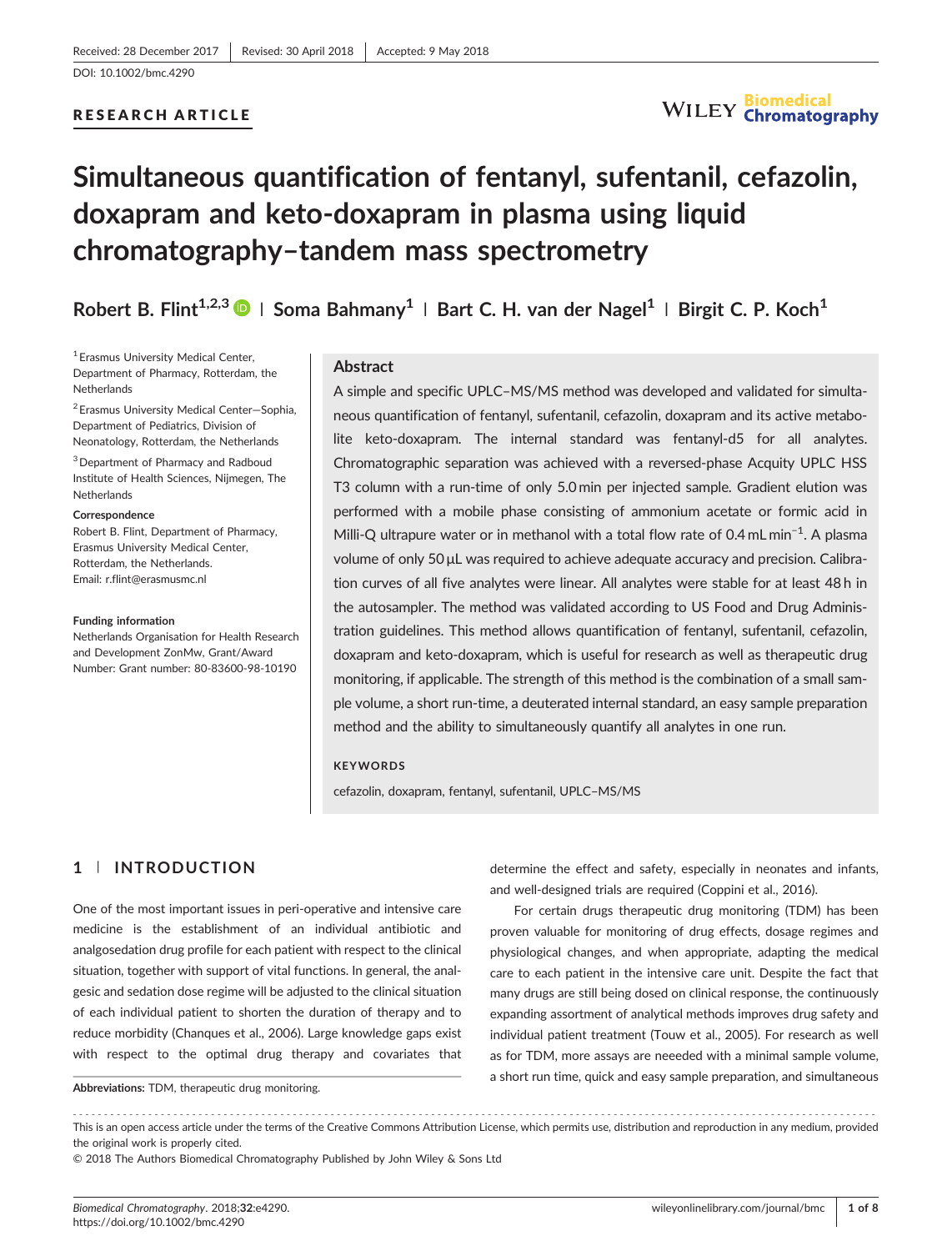Received: 28 December 2017 | Revised: 30 April 2018 | Accepted: 9 May 2018

DOI: 10.1002/bmc.4290

RESEARCH ARTICLE

# Simultaneous quantification of fentanyl, sufentanil, cefazolin, doxapram and keto-doxapram in plasma using liquid chromatography–tandem mass spectrometry

**Robert B. Flint[1,2,3] | Soma Bahmany[1] | Bart C. H. van der Nagel[1] | Birgit C. P. Koch[1]**

[1] Erasmus University Medical Center, Department of Pharmacy, Rotterdam, the Netherlands

[2] Erasmus University Medical Center—Sophia, Department of Pediatrics, Division of Neonatology, Rotterdam, the Netherlands

[3] Department of Pharmacy and Radboud Institute of Health Sciences, Nijmegen, The Netherlands

**Correspondence**
Robert B. Flint, Department of Pharmacy, Erasmus University Medical Center, Rotterdam, the Netherlands.
Email: r.flint@erasmusmc.nl

**Funding information**
Netherlands Organisation for Health Research and Development ZonMw, Grant/Award Number: Grant number: 80-83600-98-10190

## Abstract

A simple and specific UPLC–MS/MS method was developed and validated for simultaneous quantification of fentanyl, sufentanil, cefazolin, doxapram and its active metabolite keto-doxapram. The internal standard was fentanyl-d5 for all analytes. Chromatographic separation was achieved with a reversed-phase Acquity UPLC HSS T3 column with a run-time of only 5.0 min per injected sample. Gradient elution was performed with a mobile phase consisting of ammonium acetate or formic acid in Milli-Q ultrapure water or in methanol with a total flow rate of 0.4 mL min$^{-1}$. A plasma volume of only 50 μL was required to achieve adequate accuracy and precision. Calibration curves of all five analytes were linear. All analytes were stable for at least 48 h in the autosampler. The method was validated according to US Food and Drug Administration guidelines. This method allows quantification of fentanyl, sufentanil, cefazolin, doxapram and keto-doxapram, which is useful for research as well as therapeutic drug monitoring, if applicable. The strength of this method is the combination of a small sample volume, a short run-time, a deuterated internal standard, an easy sample preparation method and the ability to simultaneously quantify all analytes in one run.

**KEYWORDS**

cefazolin, doxapram, fentanyl, sufentanil, UPLC–MS/MS

## 1 | INTRODUCTION

One of the most important issues in peri-operative and intensive care medicine is the establishment of an individual antibiotic and analgosedation drug profile for each patient with respect to the clinical situation, together with support of vital functions. In general, the analgesic and sedation dose regime will be adjusted to the clinical situation of each individual patient to shorten the duration of therapy and to reduce morbidity (Chanques et al., 2006). Large knowledge gaps exist with respect to the optimal drug therapy and covariates that determine the effect and safety, especially in neonates and infants, and well-designed trials are required (Coppini et al., 2016).

For certain drugs therapeutic drug monitoring (TDM) has been proven valuable for monitoring of drug effects, dosage regimes and physiological changes, and when appropriate, adapting the medical care to each patient in the intensive care unit. Despite the fact that many drugs are still being dosed on clinical response, the continuously expanding assortment of analytical methods improves drug safety and individual patient treatment (Touw et al., 2005). For research as well as for TDM, more assays are neeeded with a minimal sample volume, a short run time, quick and easy sample preparation, and simultaneous

**Abbreviations:** TDM, therapeutic drug monitoring.

This is an open access article under the terms of the Creative Commons Attribution License, which permits use, distribution and reproduction in any medium, provided the original work is properly cited.

© 2018 The Authors Biomedical Chromatography Published by John Wiley & Sons Ltd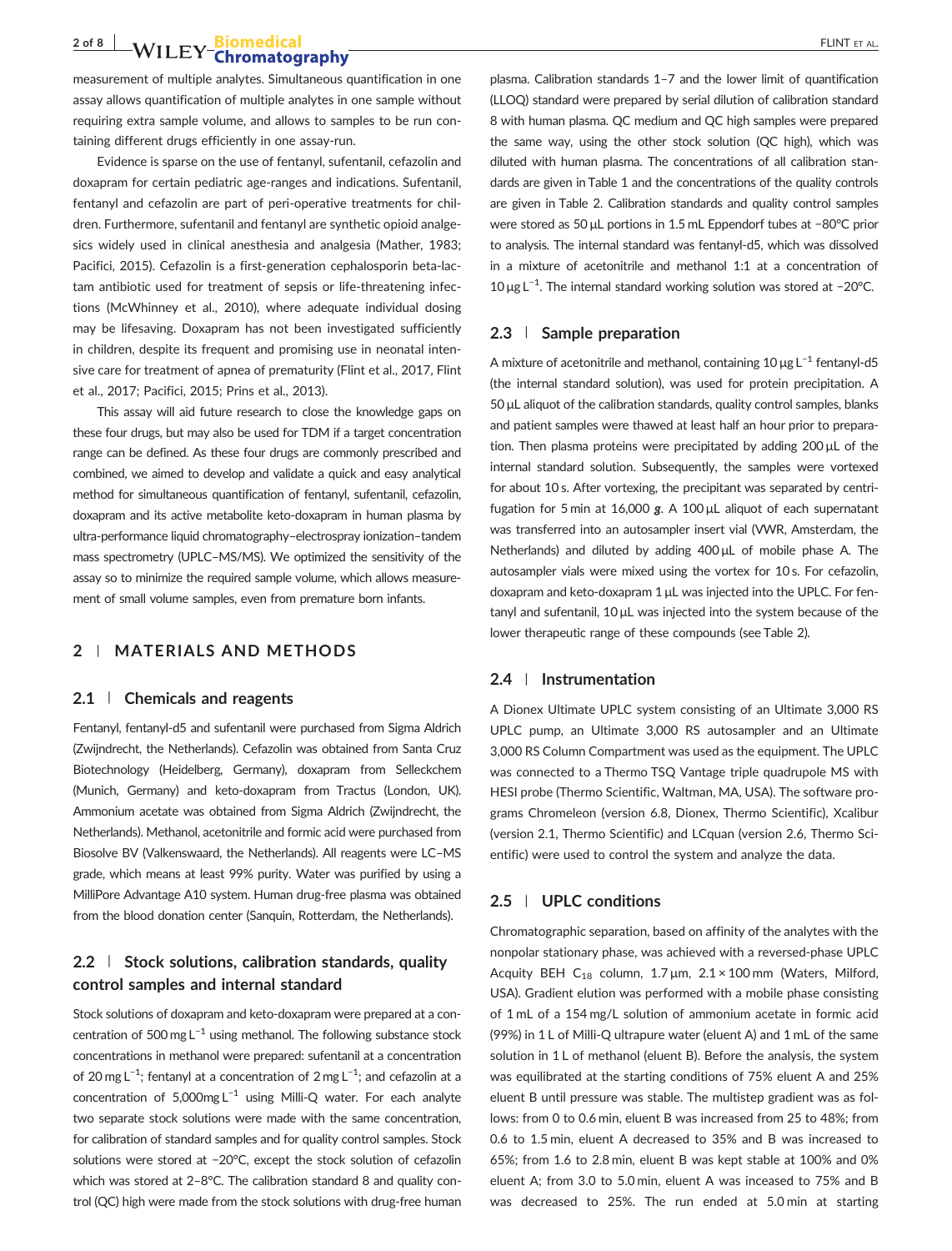measurement of multiple analytes. Simultaneous quantification in one assay allows quantification of multiple analytes in one sample without requiring extra sample volume, and allows to samples to be run containing different drugs efficiently in one assay-run.

Evidence is sparse on the use of fentanyl, sufentanil, cefazolin and doxapram for certain pediatric age-ranges and indications. Sufentanil, fentanyl and cefazolin are part of peri-operative treatments for children. Furthermore, sufentanil and fentanyl are synthetic opioid analgesics widely used in clinical anesthesia and analgesia (Mather, 1983; Pacifici, 2015). Cefazolin is a first-generation cephalosporin beta-lactam antibiotic used for treatment of sepsis or life-threatening infections (McWhinney et al., 2010), where adequate individual dosing may be lifesaving. Doxapram has not been investigated sufficiently in children, despite its frequent and promising use in neonatal intensive care for treatment of apnea of prematurity (Flint et al., 2017, Flint et al., 2017; Pacifici, 2015; Prins et al., 2013).

This assay will aid future research to close the knowledge gaps on these four drugs, but may also be used for TDM if a target concentration range can be defined. As these four drugs are commonly prescribed and combined, we aimed to develop and validate a quick and easy analytical method for simultaneous quantification of fentanyl, sufentanil, cefazolin, doxapram and its active metabolite keto-doxapram in human plasma by ultra-performance liquid chromatography–electrospray ionization–tandem mass spectrometry (UPLC–MS/MS). We optimized the sensitivity of the assay so to minimize the required sample volume, which allows measurement of small volume samples, even from premature born infants.

## 2 | MATERIALS AND METHODS

### 2.1 | Chemicals and reagents

Fentanyl, fentanyl-d5 and sufentanil were purchased from Sigma Aldrich (Zwijndrecht, the Netherlands). Cefazolin was obtained from Santa Cruz Biotechnology (Heidelberg, Germany), doxapram from Selleckchem (Munich, Germany) and keto-doxapram from Tractus (London, UK). Ammonium acetate was obtained from Sigma Aldrich (Zwijndrecht, the Netherlands). Methanol, acetonitrile and formic acid were purchased from Biosolve BV (Valkenswaard, the Netherlands). All reagents were LC–MS grade, which means at least 99% purity. Water was purified by using a MilliPore Advantage A10 system. Human drug-free plasma was obtained from the blood donation center (Sanquin, Rotterdam, the Netherlands).

### 2.2 | Stock solutions, calibration standards, quality control samples and internal standard

Stock solutions of doxapram and keto-doxapram were prepared at a concentration of 500 mg L$^{-1}$ using methanol. The following substance stock concentrations in methanol were prepared: sufentanil at a concentration of 20 mg L$^{-1}$; fentanyl at a concentration of 2 mg L$^{-1}$; and cefazolin at a concentration of 5,000mg L$^{-1}$ using Milli-Q water. For each analyte two separate stock solutions were made with the same concentration, for calibration of standard samples and for quality control samples. Stock solutions were stored at −20°C, except the stock solution of cefazolin which was stored at 2–8°C. The calibration standard 8 and quality control (QC) high were made from the stock solutions with drug-free human plasma. Calibration standards 1–7 and the lower limit of quantification (LLOQ) standard were prepared by serial dilution of calibration standard 8 with human plasma. QC medium and QC high samples were prepared the same way, using the other stock solution (QC high), which was diluted with human plasma. The concentrations of all calibration standards are given in Table 1 and the concentrations of the quality controls are given in Table 2. Calibration standards and quality control samples were stored as 50 μL portions in 1.5 mL Eppendorf tubes at −80°C prior to analysis. The internal standard was fentanyl-d5, which was dissolved in a mixture of acetonitrile and methanol 1:1 at a concentration of 10 μg L$^{-1}$. The internal standard working solution was stored at −20°C.

### 2.3 | Sample preparation

A mixture of acetonitrile and methanol, containing 10 μg L$^{-1}$ fentanyl-d5 (the internal standard solution), was used for protein precipitation. A 50 μL aliquot of the calibration standards, quality control samples, blanks and patient samples were thawed at least half an hour prior to preparation. Then plasma proteins were precipitated by adding 200 μL of the internal standard solution. Subsequently, the samples were vortexed for about 10 s. After vortexing, the precipitant was separated by centrifugation for 5 min at 16,000 ***g***. A 100 μL aliquot of each supernatant was transferred into an autosampler insert vial (VWR, Amsterdam, the Netherlands) and diluted by adding 400 μL of mobile phase A. The autosampler vials were mixed using the vortex for 10 s. For cefazolin, doxapram and keto-doxapram 1 μL was injected into the UPLC. For fentanyl and sufentanil, 10 μL was injected into the system because of the lower therapeutic range of these compounds (see Table 2).

### 2.4 | Instrumentation

A Dionex Ultimate UPLC system consisting of an Ultimate 3,000 RS UPLC pump, an Ultimate 3,000 RS autosampler and an Ultimate 3,000 RS Column Compartment was used as the equipment. The UPLC was connected to a Thermo TSQ Vantage triple quadrupole MS with HESI probe (Thermo Scientific, Waltman, MA, USA). The software programs Chromeleon (version 6.8, Dionex, Thermo Scientific), Xcalibur (version 2.1, Thermo Scientific) and LCquan (version 2.6, Thermo Scientific) were used to control the system and analyze the data.

### 2.5 | UPLC conditions

Chromatographic separation, based on affinity of the analytes with the nonpolar stationary phase, was achieved with a reversed-phase UPLC Acquity BEH $C_{18}$ column, 1.7 μm, 2.1 × 100 mm (Waters, Milford, USA). Gradient elution was performed with a mobile phase consisting of 1 mL of a 154 mg/L solution of ammonium acetate in formic acid (99%) in 1 L of Milli-Q ultrapure water (eluent A) and 1 mL of the same solution in 1 L of methanol (eluent B). Before the analysis, the system was equilibrated at the starting conditions of 75% eluent A and 25% eluent B until pressure was stable. The multistep gradient was as follows: from 0 to 0.6 min, eluent B was increased from 25 to 48%; from 0.6 to 1.5 min, eluent A decreased to 35% and B was increased to 65%; from 1.6 to 2.8 min, eluent B was kept stable at 100% and 0% eluent A; from 3.0 to 5.0 min, eluent A was inceased to 75% and B was decreased to 25%. The run ended at 5.0 min at starting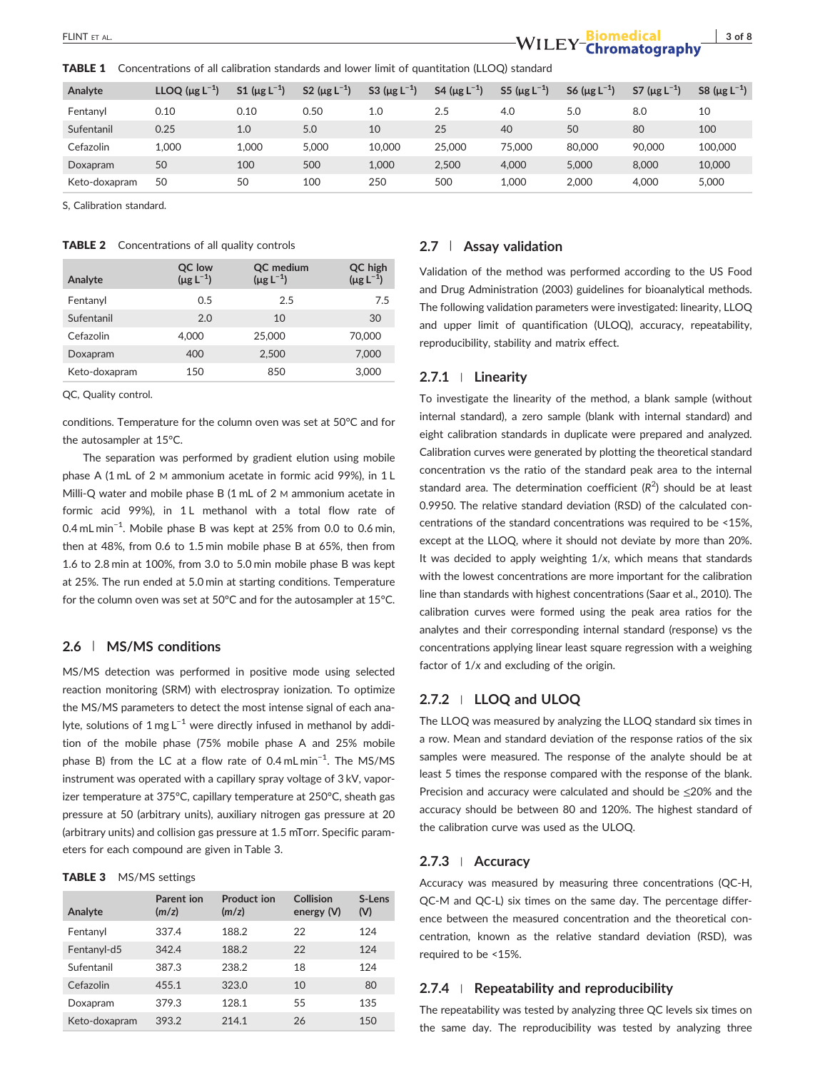**TABLE 1** Concentrations of all calibration standards and lower limit of quantitation (LLOQ) standard

| Analyte | LLOQ (μg L$^{-1}$) | S1 (μg L$^{-1}$) | S2 (μg L$^{-1}$) | S3 (μg L$^{-1}$) | S4 (μg L$^{-1}$) | S5 (μg L$^{-1}$) | S6 (μg L$^{-1}$) | S7 (μg L$^{-1}$) | S8 (μg L$^{-1}$) |
|---|---|---|---|---|---|---|---|---|---|
| Fentanyl | 0.10 | 0.10 | 0.50 | 1.0 | 2.5 | 4.0 | 5.0 | 8.0 | 10 |
| Sufentanil | 0.25 | 1.0 | 5.0 | 10 | 25 | 40 | 50 | 80 | 100 |
| Cefazolin | 1,000 | 1,000 | 5,000 | 10,000 | 25,000 | 75,000 | 80,000 | 90,000 | 100,000 |
| Doxapram | 50 | 100 | 500 | 1,000 | 2,500 | 4,000 | 5,000 | 8,000 | 10,000 |
| Keto-doxapram | 50 | 50 | 100 | 250 | 500 | 1,000 | 2,000 | 4,000 | 5,000 |

S, Calibration standard.

**TABLE 2** Concentrations of all quality controls

| Analyte | QC low (μg L$^{-1}$) | QC medium (μg L$^{-1}$) | QC high (μg L$^{-1}$) |
|---|---|---|---|
| Fentanyl | 0.5 | 2.5 | 7.5 |
| Sufentanil | 2.0 | 10 | 30 |
| Cefazolin | 4,000 | 25,000 | 70,000 |
| Doxapram | 400 | 2,500 | 7,000 |
| Keto-doxapram | 150 | 850 | 3,000 |

QC, Quality control.

conditions. Temperature for the column oven was set at 50°C and for the autosampler at 15°C.

The separation was performed by gradient elution using mobile phase A (1 mL of 2 M ammonium acetate in formic acid 99%), in 1 L Milli-Q water and mobile phase B (1 mL of 2 M ammonium acetate in formic acid 99%), in 1 L methanol with a total flow rate of 0.4 mL min$^{-1}$. Mobile phase B was kept at 25% from 0.0 to 0.6 min, then at 48%, from 0.6 to 1.5 min mobile phase B at 65%, then from 1.6 to 2.8 min at 100%, from 3.0 to 5.0 min mobile phase B was kept at 25%. The run ended at 5.0 min at starting conditions. Temperature for the column oven was set at 50°C and for the autosampler at 15°C.

## 2.6 | MS/MS conditions

MS/MS detection was performed in positive mode using selected reaction monitoring (SRM) with electrospray ionization. To optimize the MS/MS parameters to detect the most intense signal of each analyte, solutions of 1 mg L$^{-1}$ were directly infused in methanol by addition of the mobile phase (75% mobile phase A and 25% mobile phase B) from the LC at a flow rate of 0.4 mL min$^{-1}$. The MS/MS instrument was operated with a capillary spray voltage of 3 kV, vaporizer temperature at 375°C, capillary temperature at 250°C, sheath gas pressure at 50 (arbitrary units), auxiliary nitrogen gas pressure at 20 (arbitrary units) and collision gas pressure at 1.5 mTorr. Specific parameters for each compound are given in Table 3.

**TABLE 3** MS/MS settings

| Analyte | Parent ion (m/z) | Product ion (m/z) | Collision energy (V) | S-Lens (V) |
|---|---|---|---|---|
| Fentanyl | 337.4 | 188.2 | 22 | 124 |
| Fentanyl-d5 | 342.4 | 188.2 | 22 | 124 |
| Sufentanil | 387.3 | 238.2 | 18 | 124 |
| Cefazolin | 455.1 | 323.0 | 10 | 80 |
| Doxapram | 379.3 | 128.1 | 55 | 135 |
| Keto-doxapram | 393.2 | 214.1 | 26 | 150 |

## 2.7 | Assay validation

Validation of the method was performed according to the US Food and Drug Administration (2003) guidelines for bioanalytical methods. The following validation parameters were investigated: linearity, LLOQ and upper limit of quantification (ULOQ), accuracy, repeatability, reproducibility, stability and matrix effect.

### 2.7.1 | Linearity

To investigate the linearity of the method, a blank sample (without internal standard), a zero sample (blank with internal standard) and eight calibration standards in duplicate were prepared and analyzed. Calibration curves were generated by plotting the theoretical standard concentration vs the ratio of the standard peak area to the internal standard area. The determination coefficient ($R^2$) should be at least 0.9950. The relative standard deviation (RSD) of the calculated concentrations of the standard concentrations was required to be <15%, except at the LLOQ, where it should not deviate by more than 20%. It was decided to apply weighting 1/*x*, which means that standards with the lowest concentrations are more important for the calibration line than standards with highest concentrations (Saar et al., 2010). The calibration curves were formed using the peak area ratios for the analytes and their corresponding internal standard (response) vs the concentrations applying linear least square regression with a weighing factor of 1/*x* and excluding of the origin.

### 2.7.2 | LLOQ and ULOQ

The LLOQ was measured by analyzing the LLOQ standard six times in a row. Mean and standard deviation of the response ratios of the six samples were measured. The response of the analyte should be at least 5 times the response compared with the response of the blank. Precision and accuracy were calculated and should be ≤20% and the accuracy should be between 80 and 120%. The highest standard of the calibration curve was used as the ULOQ.

### 2.7.3 | Accuracy

Accuracy was measured by measuring three concentrations (QC-H, QC-M and QC-L) six times on the same day. The percentage difference between the measured concentration and the theoretical concentration, known as the relative standard deviation (RSD), was required to be <15%.

### 2.7.4 | Repeatability and reproducibility

The repeatability was tested by analyzing three QC levels six times on the same day. The reproducibility was tested by analyzing three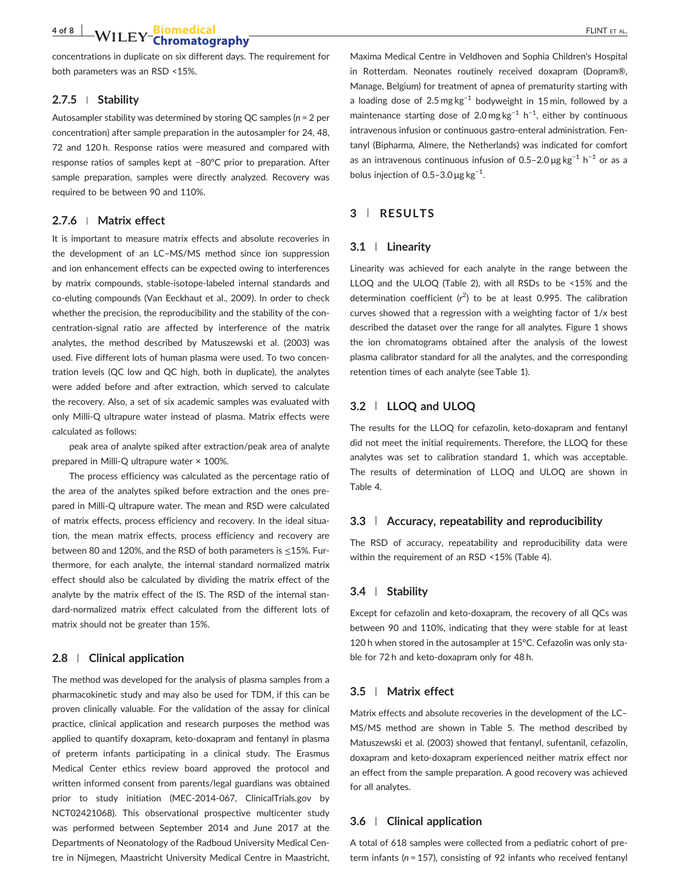concentrations in duplicate on six different days. The requirement for both parameters was an RSD <15%.

### 2.7.5 | Stability

Autosampler stability was determined by storing QC samples ($n = 2$ per concentration) after sample preparation in the autosampler for 24, 48, 72 and 120 h. Response ratios were measured and compared with response ratios of samples kept at −80°C prior to preparation. After sample preparation, samples were directly analyzed. Recovery was required to be between 90 and 110%.

### 2.7.6 | Matrix effect

It is important to measure matrix effects and absolute recoveries in the development of an LC–MS/MS method since ion suppression and ion enhancement effects can be expected owing to interferences by matrix compounds, stable-isotope-labeled internal standards and co-eluting compounds (Van Eeckhaut et al., 2009). In order to check whether the precision, the reproducibility and the stability of the concentration-signal ratio are affected by interference of the matrix analytes, the method described by Matuszewski et al. (2003) was used. Five different lots of human plasma were used. To two concentration levels (QC low and QC high, both in duplicate), the analytes were added before and after extraction, which served to calculate the recovery. Also, a set of six academic samples was evaluated with only Milli-Q ultrapure water instead of plasma. Matrix effects were calculated as follows:

peak area of analyte spiked after extraction/peak area of analyte prepared in Milli-Q ultrapure water × 100%.

The process efficiency was calculated as the percentage ratio of the area of the analytes spiked before extraction and the ones prepared in Milli-Q ultrapure water. The mean and RSD were calculated of matrix effects, process efficiency and recovery. In the ideal situation, the mean matrix effects, process efficiency and recovery are between 80 and 120%, and the RSD of both parameters is ≤15%. Furthermore, for each analyte, the internal standard normalized matrix effect should also be calculated by dividing the matrix effect of the analyte by the matrix effect of the IS. The RSD of the internal standard-normalized matrix effect calculated from the different lots of matrix should not be greater than 15%.

## 2.8 | Clinical application

The method was developed for the analysis of plasma samples from a pharmacokinetic study and may also be used for TDM, if this can be proven clinically valuable. For the validation of the assay for clinical practice, clinical application and research purposes the method was applied to quantify doxapram, keto-doxapram and fentanyl in plasma of preterm infants participating in a clinical study. The Erasmus Medical Center ethics review board approved the protocol and written informed consent from parents/legal guardians was obtained prior to study initiation (MEC-2014-067, ClinicalTrials.gov by NCT02421068). This observational prospective multicenter study was performed between September 2014 and June 2017 at the Departments of Neonatology of the Radboud University Medical Centre in Nijmegen, Maastricht University Medical Centre in Maastricht, Maxima Medical Centre in Veldhoven and Sophia Children's Hospital in Rotterdam. Neonates routinely received doxapram (Dopram®, Manage, Belgium) for treatment of apnea of prematurity starting with a loading dose of 2.5 mg $kg^{-1}$ bodyweight in 15 min, followed by a maintenance starting dose of 2.0 mg $kg^{-1}$ $h^{-1}$, either by continuous intravenous infusion or continuous gastro-enteral administration. Fentanyl (Bipharma, Almere, the Netherlands) was indicated for comfort as an intravenous continuous infusion of 0.5–2.0 μg $kg^{-1}$ $h^{-1}$ or as a bolus injection of 0.5–3.0 μg $kg^{-1}$.

# 3 | RESULTS

## 3.1 | Linearity

Linearity was achieved for each analyte in the range between the LLOQ and the ULOQ (Table 2), with all RSDs to be <15% and the determination coefficient ($r^2$) to be at least 0.995. The calibration curves showed that a regression with a weighting factor of $1/x$ best described the dataset over the range for all analytes. Figure 1 shows the ion chromatograms obtained after the analysis of the lowest plasma calibrator standard for all the analytes, and the corresponding retention times of each analyte (see Table 1).

## 3.2 | LLOQ and ULOQ

The results for the LLOQ for cefazolin, keto-doxapram and fentanyl did not meet the initial requirements. Therefore, the LLOQ for these analytes was set to calibration standard 1, which was acceptable. The results of determination of LLOQ and ULOQ are shown in Table 4.

## 3.3 | Accuracy, repeatability and reproducibility

The RSD of accuracy, repeatability and reproducibility data were within the requirement of an RSD <15% (Table 4).

## 3.4 | Stability

Except for cefazolin and keto-doxapram, the recovery of all QCs was between 90 and 110%, indicating that they were stable for at least 120 h when stored in the autosampler at 15°C. Cefazolin was only stable for 72 h and keto-doxapram only for 48 h.

## 3.5 | Matrix effect

Matrix effects and absolute recoveries in the development of the LC–MS/MS method are shown in Table 5. The method described by Matuszewski et al. (2003) showed that fentanyl, sufentanil, cefazolin, doxapram and keto-doxapram experienced neither matrix effect nor an effect from the sample preparation. A good recovery was achieved for all analytes.

## 3.6 | Clinical application

A total of 618 samples were collected from a pediatric cohort of preterm infants ($n = 157$), consisting of 92 infants who received fentanyl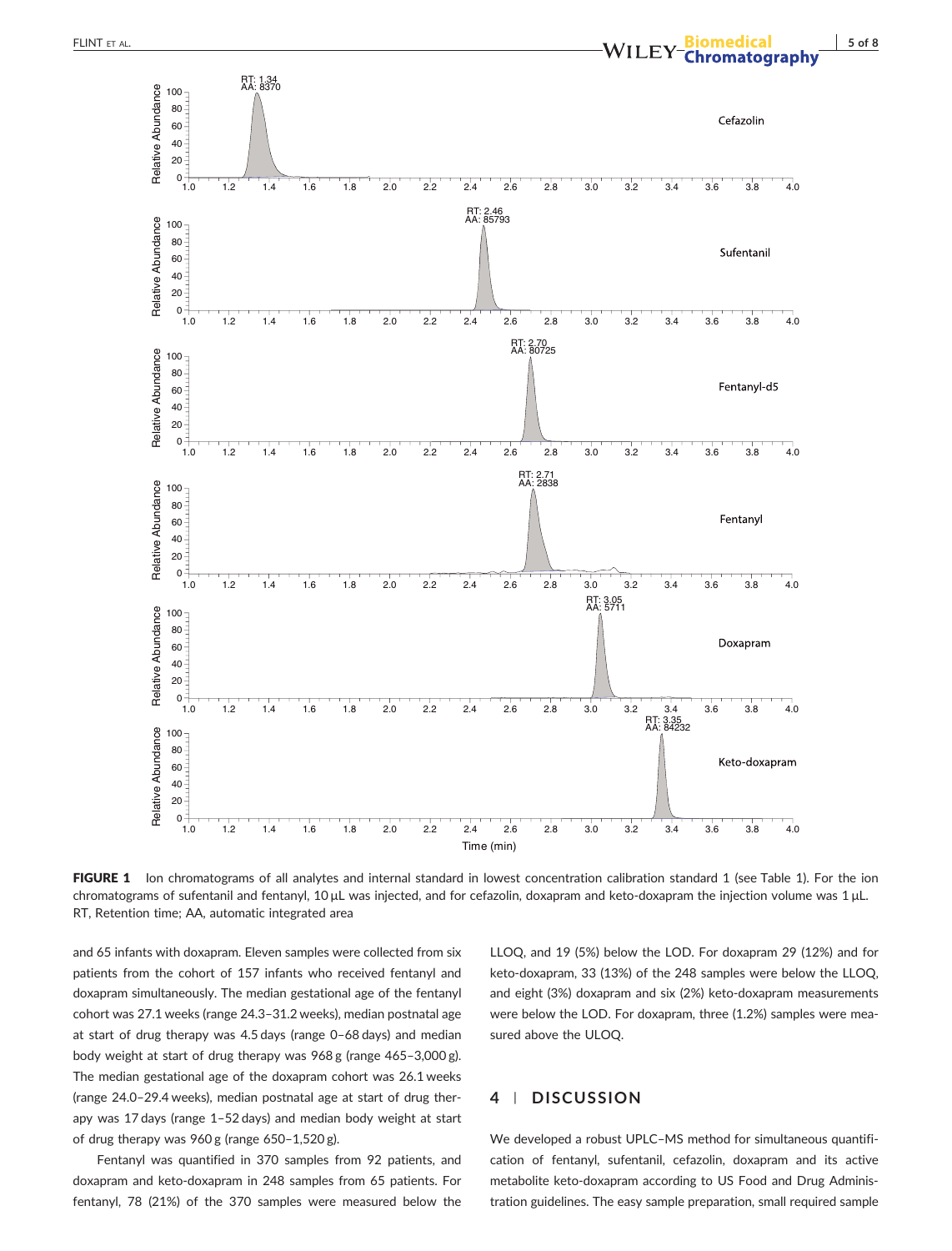**FIGURE 1** Ion chromatograms of all analytes and internal standard in lowest concentration calibration standard 1 (see Table 1). For the ion chromatograms of sufentanil and fentanyl, 10 µL was injected, and for cefazolin, doxapram and keto-doxapram the injection volume was 1 µL. RT, Retention time; AA, automatic integrated area

and 65 infants with doxapram. Eleven samples were collected from six patients from the cohort of 157 infants who received fentanyl and doxapram simultaneously. The median gestational age of the fentanyl cohort was 27.1 weeks (range 24.3–31.2 weeks), median postnatal age at start of drug therapy was 4.5 days (range 0–68 days) and median body weight at start of drug therapy was 968 g (range 465–3,000 g). The median gestational age of the doxapram cohort was 26.1 weeks (range 24.0–29.4 weeks), median postnatal age at start of drug therapy was 17 days (range 1–52 days) and median body weight at start of drug therapy was 960 g (range 650–1,520 g).

Fentanyl was quantified in 370 samples from 92 patients, and doxapram and keto-doxapram in 248 samples from 65 patients. For fentanyl, 78 (21%) of the 370 samples were measured below the LLOQ, and 19 (5%) below the LOD. For doxapram 29 (12%) and for keto-doxapram, 33 (13%) of the 248 samples were below the LLOQ, and eight (3%) doxapram and six (2%) keto-doxapram measurements were below the LOD. For doxapram, three (1.2%) samples were measured above the ULOQ.

## 4 | DISCUSSION

We developed a robust UPLC–MS method for simultaneous quantification of fentanyl, sufentanil, cefazolin, doxapram and its active metabolite keto-doxapram according to US Food and Drug Administration guidelines. The easy sample preparation, small required sample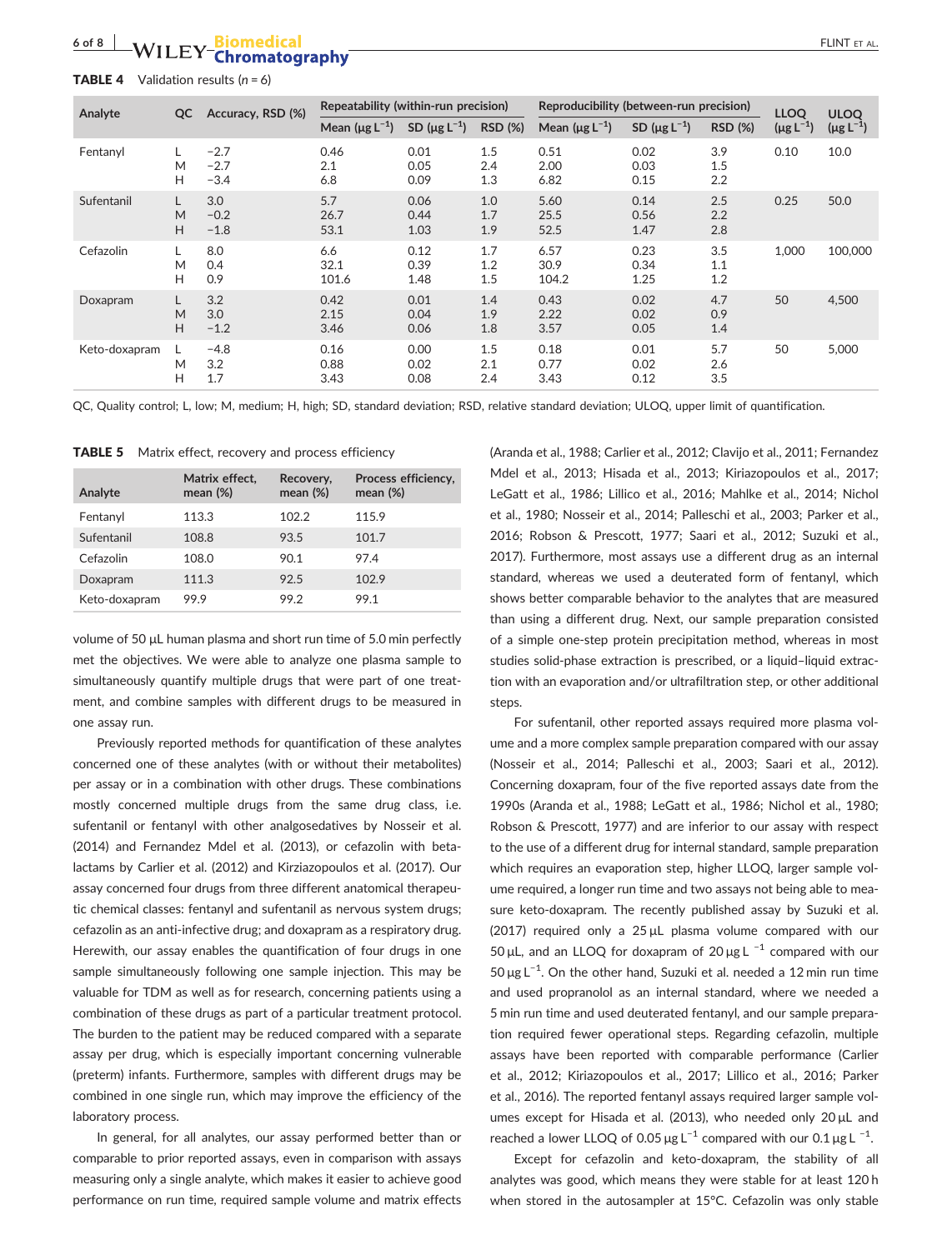**TABLE 4** Validation results ($n = 6$)

| Analyte | QC | Accuracy, RSD (%) | Repeatability (within-run precision) | | | Reproducibility (between-run precision) | | | LLOQ ($\mu g\,L^{-1}$) | ULOQ ($\mu g\,L^{-1}$) |
|---|---|---|---|---|---|---|---|---|---|---|
| | | | Mean ($\mu g\,L^{-1}$) | SD ($\mu g\,L^{-1}$) | RSD (%) | Mean ($\mu g\,L^{-1}$) | SD ($\mu g\,L^{-1}$) | RSD (%) | | |
| Fentanyl | L | −2.7 | 0.46 | 0.01 | 1.5 | 0.51 | 0.02 | 3.9 | 0.10 | 10.0 |
| | M | −2.7 | 2.1 | 0.05 | 2.4 | 2.00 | 0.03 | 1.5 | | |
| | H | −3.4 | 6.8 | 0.09 | 1.3 | 6.82 | 0.15 | 2.2 | | |
| Sufentanil | L | 3.0 | 5.7 | 0.06 | 1.0 | 5.60 | 0.14 | 2.5 | 0.25 | 50.0 |
| | M | −0.2 | 26.7 | 0.44 | 1.7 | 25.5 | 0.56 | 2.2 | | |
| | H | −1.8 | 53.1 | 1.03 | 1.9 | 52.5 | 1.47 | 2.8 | | |
| Cefazolin | L | 8.0 | 6.6 | 0.12 | 1.7 | 6.57 | 0.23 | 3.5 | 1,000 | 100,000 |
| | M | 0.4 | 32.1 | 0.39 | 1.2 | 30.9 | 0.34 | 1.1 | | |
| | H | 0.9 | 101.6 | 1.48 | 1.5 | 104.2 | 1.25 | 1.2 | | |
| Doxapram | L | 3.2 | 0.42 | 0.01 | 1.4 | 0.43 | 0.02 | 4.7 | 50 | 4,500 |
| | M | 3.0 | 2.15 | 0.04 | 1.9 | 2.22 | 0.02 | 0.9 | | |
| | H | −1.2 | 3.46 | 0.06 | 1.8 | 3.57 | 0.05 | 1.4 | | |
| Keto-doxapram | L | −4.8 | 0.16 | 0.00 | 1.5 | 0.18 | 0.01 | 5.7 | 50 | 5,000 |
| | M | 3.2 | 0.88 | 0.02 | 2.1 | 0.77 | 0.02 | 2.6 | | |
| | H | 1.7 | 3.43 | 0.08 | 2.4 | 3.43 | 0.12 | 3.5 | | |

QC, Quality control; L, low; M, medium; H, high; SD, standard deviation; RSD, relative standard deviation; ULOQ, upper limit of quantification.

**TABLE 5** Matrix effect, recovery and process efficiency

| Analyte | Matrix effect, mean (%) | Recovery, mean (%) | Process efficiency, mean (%) |
|---|---|---|---|
| Fentanyl | 113.3 | 102.2 | 115.9 |
| Sufentanil | 108.8 | 93.5 | 101.7 |
| Cefazolin | 108.0 | 90.1 | 97.4 |
| Doxapram | 111.3 | 92.5 | 102.9 |
| Keto-doxapram | 99.9 | 99.2 | 99.1 |

volume of 50 μL human plasma and short run time of 5.0 min perfectly met the objectives. We were able to analyze one plasma sample to simultaneously quantify multiple drugs that were part of one treatment, and combine samples with different drugs to be measured in one assay run.

Previously reported methods for quantification of these analytes concerned one of these analytes (with or without their metabolites) per assay or in a combination with other drugs. These combinations mostly concerned multiple drugs from the same drug class, i.e. sufentanil or fentanyl with other analgosedatives by Nosseir et al. (2014) and Fernandez Mdel et al. (2013), or cefazolin with beta-lactams by Carlier et al. (2012) and Kirziazopoulos et al. (2017). Our assay concerned four drugs from three different anatomical therapeutic chemical classes: fentanyl and sufentanil as nervous system drugs; cefazolin as an anti-infective drug; and doxapram as a respiratory drug. Herewith, our assay enables the quantification of four drugs in one sample simultaneously following one sample injection. This may be valuable for TDM as well as for research, concerning patients using a combination of these drugs as part of a particular treatment protocol. The burden to the patient may be reduced compared with a separate assay per drug, which is especially important concerning vulnerable (preterm) infants. Furthermore, samples with different drugs may be combined in one single run, which may improve the efficiency of the laboratory process.

In general, for all analytes, our assay performed better than or comparable to prior reported assays, even in comparison with assays measuring only a single analyte, which makes it easier to achieve good performance on run time, required sample volume and matrix effects (Aranda et al., 1988; Carlier et al., 2012; Clavijo et al., 2011; Fernandez Mdel et al., 2013; Hisada et al., 2013; Kiriazopoulos et al., 2017; LeGatt et al., 1986; Lillico et al., 2016; Mahlke et al., 2014; Nichol et al., 1980; Nosseir et al., 2014; Palleschi et al., 2003; Parker et al., 2016; Robson & Prescott, 1977; Saari et al., 2012; Suzuki et al., 2017). Furthermore, most assays use a different drug as an internal standard, whereas we used a deuterated form of fentanyl, which shows better comparable behavior to the analytes that are measured than using a different drug. Next, our sample preparation consisted of a simple one-step protein precipitation method, whereas in most studies solid-phase extraction is prescribed, or a liquid–liquid extraction with an evaporation and/or ultrafiltration step, or other additional steps.

For sufentanil, other reported assays required more plasma volume and a more complex sample preparation compared with our assay (Nosseir et al., 2014; Palleschi et al., 2003; Saari et al., 2012). Concerning doxapram, four of the five reported assays date from the 1990s (Aranda et al., 1988; LeGatt et al., 1986; Nichol et al., 1980; Robson & Prescott, 1977) and are inferior to our assay with respect to the use of a different drug for internal standard, sample preparation which requires an evaporation step, higher LLOQ, larger sample volume required, a longer run time and two assays not being able to measure keto-doxapram. The recently published assay by Suzuki et al. (2017) required only a 25 μL plasma volume compared with our 50 μL, and an LLOQ for doxapram of 20 $\mu g\,L^{-1}$ compared with our 50 $\mu g\,L^{-1}$. On the other hand, Suzuki et al. needed a 12 min run time and used propranolol as an internal standard, where we needed a 5 min run time and used deuterated fentanyl, and our sample preparation required fewer operational steps. Regarding cefazolin, multiple assays have been reported with comparable performance (Carlier et al., 2012; Kiriazopoulos et al., 2017; Lillico et al., 2016; Parker et al., 2016). The reported fentanyl assays required larger sample volumes except for Hisada et al. (2013), who needed only 20 μL and reached a lower LLOQ of 0.05 $\mu g\,L^{-1}$ compared with our 0.1 $\mu g\,L^{-1}$.

Except for cefazolin and keto-doxapram, the stability of all analytes was good, which means they were stable for at least 120 h when stored in the autosampler at 15°C. Cefazolin was only stable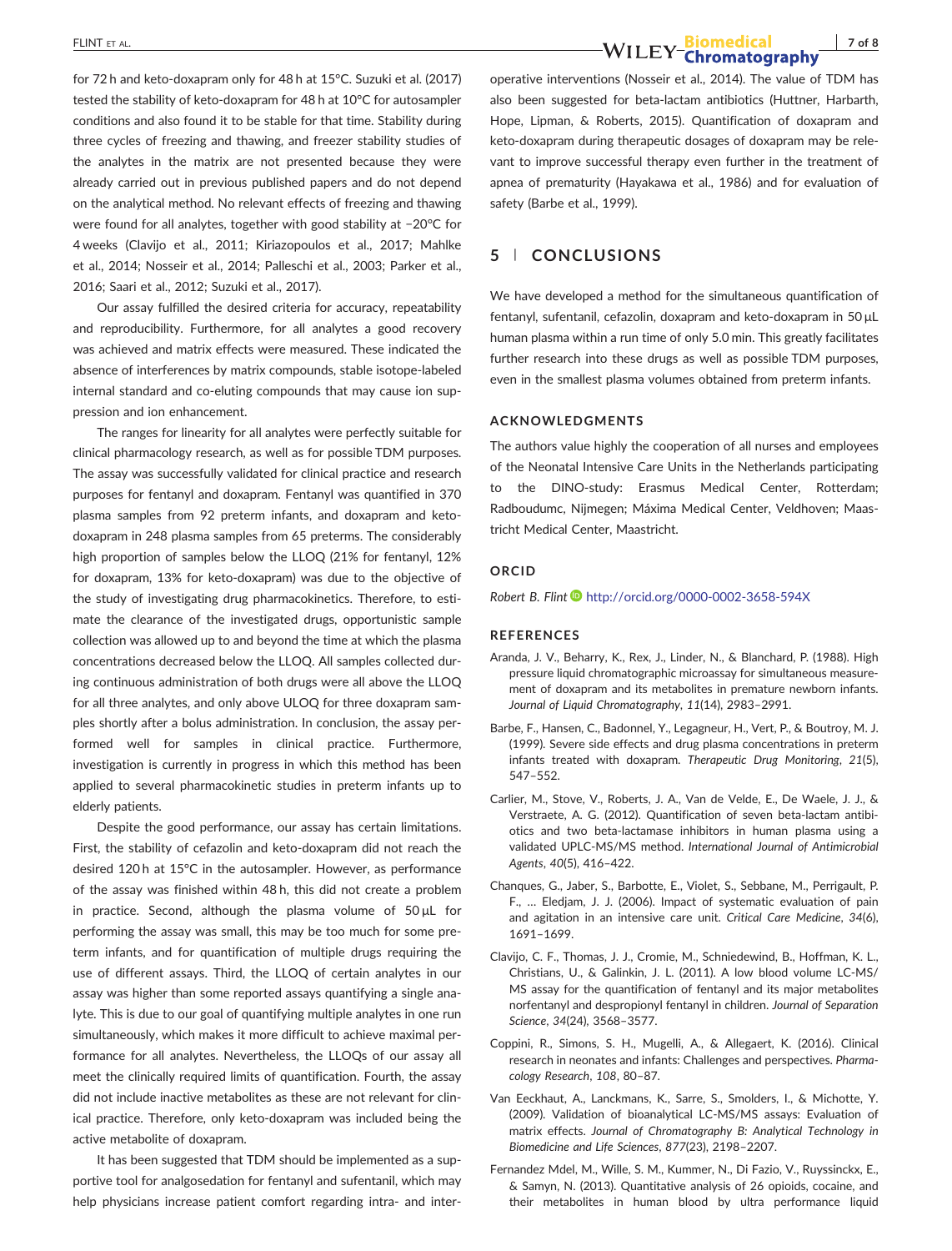for 72 h and keto-doxapram only for 48 h at 15°C. Suzuki et al. (2017) tested the stability of keto-doxapram for 48 h at 10°C for autosampler conditions and also found it to be stable for that time. Stability during three cycles of freezing and thawing, and freezer stability studies of the analytes in the matrix are not presented because they were already carried out in previous published papers and do not depend on the analytical method. No relevant effects of freezing and thawing were found for all analytes, together with good stability at −20°C for 4 weeks (Clavijo et al., 2011; Kiriazopoulos et al., 2017; Mahlke et al., 2014; Nosseir et al., 2014; Palleschi et al., 2003; Parker et al., 2016; Saari et al., 2012; Suzuki et al., 2017).

Our assay fulfilled the desired criteria for accuracy, repeatability and reproducibility. Furthermore, for all analytes a good recovery was achieved and matrix effects were measured. These indicated the absence of interferences by matrix compounds, stable isotope-labeled internal standard and co-eluting compounds that may cause ion suppression and ion enhancement.

The ranges for linearity for all analytes were perfectly suitable for clinical pharmacology research, as well as for possible TDM purposes. The assay was successfully validated for clinical practice and research purposes for fentanyl and doxapram. Fentanyl was quantified in 370 plasma samples from 92 preterm infants, and doxapram and keto-doxapram in 248 plasma samples from 65 preterms. The considerably high proportion of samples below the LLOQ (21% for fentanyl, 12% for doxapram, 13% for keto-doxapram) was due to the objective of the study of investigating drug pharmacokinetics. Therefore, to estimate the clearance of the investigated drugs, opportunistic sample collection was allowed up to and beyond the time at which the plasma concentrations decreased below the LLOQ. All samples collected during continuous administration of both drugs were all above the LLOQ for all three analytes, and only above ULOQ for three doxapram samples shortly after a bolus administration. In conclusion, the assay performed well for samples in clinical practice. Furthermore, investigation is currently in progress in which this method has been applied to several pharmacokinetic studies in preterm infants up to elderly patients.

Despite the good performance, our assay has certain limitations. First, the stability of cefazolin and keto-doxapram did not reach the desired 120 h at 15°C in the autosampler. However, as performance of the assay was finished within 48 h, this did not create a problem in practice. Second, although the plasma volume of 50 µL for performing the assay was small, this may be too much for some preterm infants, and for quantification of multiple drugs requiring the use of different assays. Third, the LLOQ of certain analytes in our assay was higher than some reported assays quantifying a single analyte. This is due to our goal of quantifying multiple analytes in one run simultaneously, which makes it more difficult to achieve maximal performance for all analytes. Nevertheless, the LLOQs of our assay all meet the clinically required limits of quantification. Fourth, the assay did not include inactive metabolites as these are not relevant for clinical practice. Therefore, only keto-doxapram was included being the active metabolite of doxapram.

It has been suggested that TDM should be implemented as a supportive tool for analgosedation for fentanyl and sufentanil, which may help physicians increase patient comfort regarding intra- and inter-operative interventions (Nosseir et al., 2014). The value of TDM has also been suggested for beta-lactam antibiotics (Huttner, Harbarth, Hope, Lipman, & Roberts, 2015). Quantification of doxapram and keto-doxapram during therapeutic dosages of doxapram may be relevant to improve successful therapy even further in the treatment of apnea of prematurity (Hayakawa et al., 1986) and for evaluation of safety (Barbe et al., 1999).

## 5 | CONCLUSIONS

We have developed a method for the simultaneous quantification of fentanyl, sufentanil, cefazolin, doxapram and keto-doxapram in 50 µL human plasma within a run time of only 5.0 min. This greatly facilitates further research into these drugs as well as possible TDM purposes, even in the smallest plasma volumes obtained from preterm infants.

### ACKNOWLEDGMENTS

The authors value highly the cooperation of all nurses and employees of the Neonatal Intensive Care Units in the Netherlands participating to the DINO-study: Erasmus Medical Center, Rotterdam; Radboudumc, Nijmegen; Máxima Medical Center, Veldhoven; Maastricht Medical Center, Maastricht.

### ORCID

*Robert B. Flint* http://orcid.org/0000-0002-3658-594X

### REFERENCES

Aranda, J. V., Beharry, K., Rex, J., Linder, N., & Blanchard, P. (1988). High pressure liquid chromatographic microassay for simultaneous measurement of doxapram and its metabolites in premature newborn infants. *Journal of Liquid Chromatography*, *11*(14), 2983–2991.

Barbe, F., Hansen, C., Badonnel, Y., Legagneur, H., Vert, P., & Boutroy, M. J. (1999). Severe side effects and drug plasma concentrations in preterm infants treated with doxapram. *Therapeutic Drug Monitoring*, *21*(5), 547–552.

Carlier, M., Stove, V., Roberts, J. A., Van de Velde, E., De Waele, J. J., & Verstraete, A. G. (2012). Quantification of seven beta-lactam antibiotics and two beta-lactamase inhibitors in human plasma using a validated UPLC-MS/MS method. *International Journal of Antimicrobial Agents*, *40*(5), 416–422.

Chanques, G., Jaber, S., Barbotte, E., Violet, S., Sebbane, M., Perrigault, P. F., … Eledjam, J. J. (2006). Impact of systematic evaluation of pain and agitation in an intensive care unit. *Critical Care Medicine*, *34*(6), 1691–1699.

Clavijo, C. F., Thomas, J. J., Cromie, M., Schniedewind, B., Hoffman, K. L., Christians, U., & Galinkin, J. L. (2011). A low blood volume LC-MS/MS assay for the quantification of fentanyl and its major metabolites norfentanyl and despropionyl fentanyl in children. *Journal of Separation Science*, *34*(24), 3568–3577.

Coppini, R., Simons, S. H., Mugelli, A., & Allegaert, K. (2016). Clinical research in neonates and infants: Challenges and perspectives. *Pharmacology Research*, *108*, 80–87.

Van Eeckhaut, A., Lanckmans, K., Sarre, S., Smolders, I., & Michotte, Y. (2009). Validation of bioanalytical LC-MS/MS assays: Evaluation of matrix effects. *Journal of Chromatography B: Analytical Technology in Biomedicine and Life Sciences*, *877*(23), 2198–2207.

Fernandez Mdel, M., Wille, S. M., Kummer, N., Di Fazio, V., Ruyssinckx, E., & Samyn, N. (2013). Quantitative analysis of 26 opioids, cocaine, and their metabolites in human blood by ultra performance liquid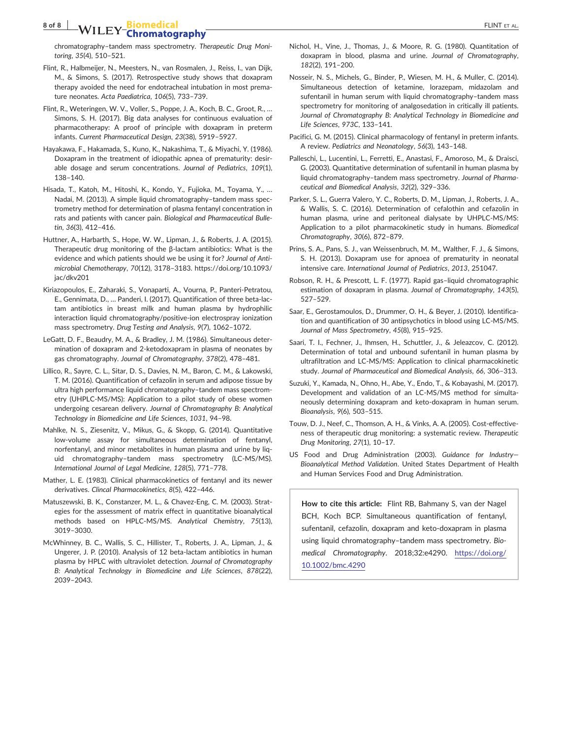chromatography–tandem mass spectrometry. *Therapeutic Drug Monitoring*, *35*(4), 510–521.

Flint, R., Halbmeijer, N., Meesters, N., van Rosmalen, J., Reiss, I., van Dijk, M., & Simons, S. (2017). Retrospective study shows that doxapram therapy avoided the need for endotracheal intubation in most premature neonates. *Acta Paediatrica*, *106*(5), 733–739.

Flint, R., Weteringen, W. V., Voller, S., Poppe, J. A., Koch, B. C., Groot, R., … Simons, S. H. (2017). Big data analyses for continuous evaluation of pharmacotherapy: A proof of principle with doxapram in preterm infants. *Current Pharmaceutical Design*, *23*(38), 5919–5927.

Hayakawa, F., Hakamada, S., Kuno, K., Nakashima, T., & Miyachi, Y. (1986). Doxapram in the treatment of idiopathic apnea of prematurity: desirable dosage and serum concentrations. *Journal of Pediatrics*, *109*(1), 138–140.

Hisada, T., Katoh, M., Hitoshi, K., Kondo, Y., Fujioka, M., Toyama, Y., … Nadai, M. (2013). A simple liquid chromatography–tandem mass spectrometry method for determination of plasma fentanyl concentration in rats and patients with cancer pain. *Biological and Pharmaceutical Bulletin*, *36*(3), 412–416.

Huttner, A., Harbarth, S., Hope, W. W., Lipman, J., & Roberts, J. A. (2015). Therapeutic drug monitoring of the β-lactam antibiotics: What is the evidence and which patients should we be using it for? *Journal of Antimicrobial Chemotherapy*, *70*(12), 3178–3183. https://doi.org/10.1093/jac/dkv201

Kiriazopoulos, E., Zaharaki, S., Vonaparti, A., Vourna, P., Panteri-Petratou, E., Gennimata, D., … Panderi, I. (2017). Quantification of three beta-lactam antibiotics in breast milk and human plasma by hydrophilic interaction liquid chromatography/positive-ion electrospray ionization mass spectrometry. *Drug Testing and Analysis*, *9*(7), 1062–1072.

LeGatt, D. F., Beaudry, M. A., & Bradley, J. M. (1986). Simultaneous determination of doxapram and 2-ketodoxapram in plasma of neonates by gas chromatography. *Journal of Chromatography*, *378*(2), 478–481.

Lillico, R., Sayre, C. L., Sitar, D. S., Davies, N. M., Baron, C. M., & Lakowski, T. M. (2016). Quantification of cefazolin in serum and adipose tissue by ultra high performance liquid chromatography–tandem mass spectrometry (UHPLC-MS/MS): Application to a pilot study of obese women undergoing cesarean delivery. *Journal of Chromatography B: Analytical Technology in Biomedicine and Life Sciences*, *1031*, 94–98.

Mahlke, N. S., Ziesenitz, V., Mikus, G., & Skopp, G. (2014). Quantitative low-volume assay for simultaneous determination of fentanyl, norfentanyl, and minor metabolites in human plasma and urine by liquid chromatography–tandem mass spectrometry (LC-MS/MS). *International Journal of Legal Medicine*, *128*(5), 771–778.

Mather, L. E. (1983). Clinical pharmacokinetics of fentanyl and its newer derivatives. *Clincal Pharmacokinetics*, *8*(5), 422–446.

Matuszewski, B. K., Constanzer, M. L., & Chavez-Eng, C. M. (2003). Strategies for the assessment of matrix effect in quantitative bioanalytical methods based on HPLC-MS/MS. *Analytical Chemistry*, *75*(13), 3019–3030.

McWhinney, B. C., Wallis, S. C., Hillister, T., Roberts, J. A., Lipman, J., & Ungerer, J. P. (2010). Analysis of 12 beta-lactam antibiotics in human plasma by HPLC with ultraviolet detection. *Journal of Chromatography B: Analytical Technology in Biomedicine and Life Sciences*, *878*(22), 2039–2043.

Nichol, H., Vine, J., Thomas, J., & Moore, R. G. (1980). Quantitation of doxapram in blood, plasma and urine. *Journal of Chromatography*, *182*(2), 191–200.

Nosseir, N. S., Michels, G., Binder, P., Wiesen, M. H., & Muller, C. (2014). Simultaneous detection of ketamine, lorazepam, midazolam and sufentanil in human serum with liquid chromatography–tandem mass spectrometry for monitoring of analgosedation in critically ill patients. *Journal of Chromatography B: Analytical Technology in Biomedicine and Life Sciences*, *973C*, 133–141.

Pacifici, G. M. (2015). Clinical pharmacology of fentanyl in preterm infants. A review. *Pediatrics and Neonatology*, *56*(3), 143–148.

Palleschi, L., Lucentini, L., Ferretti, E., Anastasi, F., Amoroso, M., & Draisci, G. (2003). Quantitative determination of sufentanil in human plasma by liquid chromatography–tandem mass spectrometry. *Journal of Pharmaceutical and Biomedical Analysis*, *32*(2), 329–336.

Parker, S. L., Guerra Valero, Y. C., Roberts, D. M., Lipman, J., Roberts, J. A., & Wallis, S. C. (2016). Determination of cefalothin and cefazolin in human plasma, urine and peritoneal dialysate by UHPLC-MS/MS: Application to a pilot pharmacokinetic study in humans. *Biomedical Chromatography*, *30*(6), 872–879.

Prins, S. A., Pans, S. J., van Weissenbruch, M. M., Walther, F. J., & Simons, S. H. (2013). Doxapram use for apnoea of prematurity in neonatal intensive care. *International Journal of Pediatrics*, *2013*, 251047.

Robson, R. H., & Prescott, L. F. (1977). Rapid gas–liquid chromatographic estimation of doxapram in plasma. *Journal of Chromatography*, *143*(5), 527–529.

Saar, E., Gerostamoulos, D., Drummer, O. H., & Beyer, J. (2010). Identification and quantification of 30 antipsychotics in blood using LC-MS/MS. *Journal of Mass Spectrometry*, *45*(8), 915–925.

Saari, T. I., Fechner, J., Ihmsen, H., Schuttler, J., & Jeleazcov, C. (2012). Determination of total and unbound sufentanil in human plasma by ultrafiltration and LC-MS/MS: Application to clinical pharmacokinetic study. *Journal of Pharmaceutical and Biomedical Analysis*, *66*, 306–313.

Suzuki, Y., Kamada, N., Ohno, H., Abe, Y., Endo, T., & Kobayashi, M. (2017). Development and validation of an LC-MS/MS method for simultaneously determining doxapram and keto-doxapram in human serum. *Bioanalysis*, *9*(6), 503–515.

Touw, D. J., Neef, C., Thomson, A. H., & Vinks, A. A. (2005). Cost-effectiveness of therapeutic drug monitoring: a systematic review. *Therapeutic Drug Monitoring*, *27*(1), 10–17.

US Food and Drug Administration (2003). *Guidance for Industry—Bioanalytical Method Validation*. United States Department of Health and Human Services Food and Drug Administration.

**How to cite this article:** Flint RB, Bahmany S, van der Nagel BCH, Koch BCP. Simultaneous quantification of fentanyl, sufentanil, cefazolin, doxapram and keto-doxapram in plasma using liquid chromatography–tandem mass spectrometry. *Biomedical Chromatography*. 2018;32:e4290. https://doi.org/10.1002/bmc.4290